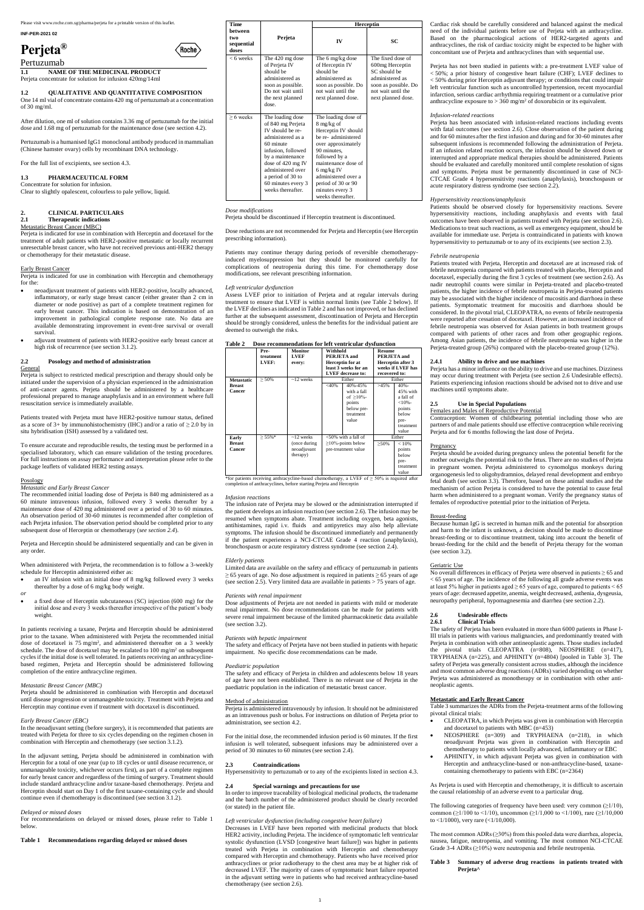Please visit www.roche.com.sg/pharma/perjeta for a printable version of this leaflet.

**INF-PER-2021 02**

# Perjeta®

Pertuzumab

### 1.1 NAME OF THE MEDICINAL PRODUCT

Perjeta concentrate for solution for infusion 420mg/14ml

### 1.2 QUALITATIVE AND QUANTITATIVE COMPOSITION

One 14 ml vial of concentrate contains 420 mg of pertuzumab at a concentration of 30 mg/ml.

After dilution, one ml of solution contains 3.36 mg of pertuzumab for the initial dose and 1.68 mg of pertuzumab for the maintenance dose (see section 4.2).

Pertuzumab is a humanised IgG1 monoclonal antibody produced in mammalian (Chinese hamster ovary) cells by recombinant DNA technology.

For the full list of excipients, see section 4.3.

### 1.3 PHARMACEUTICAL FORM

Concentrate for solution for infusion.
Clear to slightly opalescent, colourless to pale yellow, liquid.

## 2. CLINICAL PARTICULARS

### 2.1 Therapeutic indications

Metastatic Breast Cancer (MBC)

Perjeta is indicated for use in combination with Herceptin and docetaxel for the treatment of adult patients with HER2-positive metastatic or locally recurrent unresectable breast cancer, who have not received previous anti-HER2 therapy or chemotherapy for their metastatic disease.

Early Breast Cancer

Perjeta is indicated for use in combination with Herceptin and chemotherapy for the:

- neoadjuvant treatment of patients with HER2-positive, locally advanced, inflammatory, or early stage breast cancer (either greater than 2 cm in diameter or node positive) as part of a complete treatment regimen for early breast cancer. This indication is based on demonstration of an improvement in pathological complete response rate. No data are available demonstrating improvement in event-free survival or overall survival.
- adjuvant treatment of patients with HER2-positive early breast cancer at high risk of recurrence (see section 3.1.2).

### 2.2 Posology and method of administration

General

Perjeta is subject to restricted medical prescription and therapy should only be initiated under the supervision of a physician experienced in the administration of anti-cancer agents. Perjeta should be administered by a healthcare professional prepared to manage anaphylaxis and in an environment where full resuscitation service is immediately available.

Patients treated with Perjeta must have HER2-positive tumour status, defined as a score of 3+ by immunohistochemistry (IHC) and/or a ratio of ≥ 2.0 by in situ hybridisation (ISH) assessed by a validated test.

To ensure accurate and reproducible results, the testing must be performed in a specialised laboratory, which can ensure validation of the testing procedures. For full instructions on assay performance and interpretation please refer to the package leaflets of validated HER2 testing assays.

Posology

*Metastatic and Early Breast Cancer*

The recommended initial loading dose of Perjeta is 840 mg administered as a 60 minute intravenous infusion, followed every 3 weeks thereafter by a maintenance dose of 420 mg administered over a period of 30 to 60 minutes. An observation period of 30-60 minutes is recommended after completion of each Perjeta infusion. The observation period should be completed prior to any subsequent dose of Herceptin or chemotherapy (*see section 2.4*).

Perjeta and Herceptin should be administered sequentially and can be given in any order.

When administered with Perjeta, the recommendation is to follow a 3-weekly schedule for Herceptin administered either as:

- an IV infusion with an initial dose of 8 mg/kg body weight followed every 3 weeks thereafter by a dose of 6 mg/kg body weight.

*or*

- a fixed dose of Herceptin subcutaneous (SC) injection (600 mg) for the initial dose and every 3 weeks thereafter irrespective of the patient's body weight.

In patients receiving a taxane, Perjeta and Herceptin should be administered prior to the taxane. When administered with Perjeta the recommended initial dose of docetaxel is 75 mg/m², and administered thereafter on a 3 weekly schedule. The dose of docetaxel may be escalated to 100 mg/m² on subsequent cycles if the initial dose is well tolerated. In patients receiving an anthracycline-based regimen, Perjeta and Herceptin should be administered following completion of the entire anthracycline regimen.

*Metastatic Breast Cancer (MBC)*

Perjeta should be administered in combination with Herceptin and docetaxel until disease progression or unmanageable toxicity. Treatment with Perjeta and Herceptin may continue even if treatment with docetaxel is discontinued.

*Early Breast Cancer (EBC)*

In the neoadjuvant setting (before surgery), it is recommended that patients are treated with Perjeta for three to six cycles depending on the regimen chosen in combination with Herceptin and chemotherapy (see section 3.1.2).

In the adjuvant setting, Perjeta should be administered in combination with Herceptin for a total of one year (up to 18 cycles or until disease recurrence, or unmanageable toxicity, whichever occurs first), as part of a complete regimen for early breast cancer and regardless of the timing of surgery. Treatment should include standard anthracycline and/or taxane-based chemotherapy. Perjeta and Herceptin should start on Day 1 of the first taxane-containing cycle and should continue even if chemotherapy is discontinued (see section 3.1.2).

*Delayed or missed doses*

For recommendations on delayed or missed doses, please refer to Table 1 below.

**Table 1 Recommendations regarding delayed or missed doses**

| Time between two sequential doses | Perjeta | Herceptin | |
|---|---|---|---|
| | | IV | SC |
| < 6 weeks | The 420 mg dose of Perjeta IV should be administered as soon as possible. Do not wait until the next planned dose. | The 6 mg/kg dose of Herceptin IV should be administered as soon as possible. Do not wait until the next planned dose. | The fixed dose of 600mg Herceptin SC should be administered as soon as possible. Do not wait until the next planned dose. |
| ≥ 6 weeks | The loading dose of 840 mg Perjeta IV should be re-administered as a 60 minute infusion, followed by a maintenance dose of 420 mg IV administered over a period of 30 to 60 minutes every 3 weeks thereafter. | The loading dose of 8 mg/kg of Herceptin IV should be re- administered over approximately 90 minutes, followed by a maintenance dose of 6 mg/kg IV administered over a period of 30 or 90 minutes every 3 weeks thereafter. | |

*Dose modifications*

Perjeta should be discontinued if Herceptin treatment is discontinued.

Dose reductions are not recommended for Perjeta and Herceptin (see Herceptin prescribing information).

Patients may continue therapy during periods of reversible chemotherapy-induced myelosuppression but they should be monitored carefully for complications of neutropenia during this time. For chemotherapy dose modifications, see relevant prescribing information.

*Left ventricular dysfunction*

Assess LVEF prior to initiation of Perjeta and at regular intervals during treatment to ensure that LVEF is within normal limits (see Table 2 below). If the LVEF declines as indicated in Table 2 and has not improved, or has declined further at the subsequent assessment, discontinuation of Perjeta and Herceptin should be strongly considered, unless the benefits for the individual patient are deemed to outweigh the risks.

**Table 2 Dose recommendations for left ventricular dysfunction**

| | Pre-treatment LVEF: | Monitor LVEF every: | Withhold PERJETA and Herceptin for at least 3 weeks for an LVEF decrease to: | | Resume PERJETA and Herceptin after 3 weeks if LVEF has recovered to: | |
|---|---|---|---|---|---|---|
| Metastatic Breast Cancer | ≥ 50% | ~12 weeks | Either | | Either | |
| | | | <40% | 40%-45% with a fall of ≥10%-points below pre-treatment value | >45% | 40%-45% with a fall of <10%-points below pre-treatment value |
| Early Breast Cancer | ≥ 55%* | ~12 weeks (once during neoadjuvant therapy) | <50% with a fall of ≥10%-points below pre-treatment value | | Either | |
| | | | | | ≥50% | < 10% points below pre-treatment value |

*for patients receiving anthracycline-based chemotherapy, a LVEF of ≥ 50% is required after completion of anthracyclines, before starting Perjeta and Herceptin

*Infusion reactions*

The infusion rate of Perjeta may be slowed or the administration interrupted if the patient develops an infusion reaction (see section 2.6). The infusion may be resumed when symptoms abate. Treatment including oxygen, beta agonists, antihistamines, rapid i.v. fluids and antipyretics may also help alleviate symptoms. The infusion should be discontinued immediately and permanently if the patient experiences a NCI-CTCAE Grade 4 reaction (anaphylaxis), bronchospasm or acute respiratory distress syndrome (see section 2.4).

*Elderly patients*

Limited data are available on the safety and efficacy of pertuzumab in patients ≥ 65 years of age. No dose adjustment is required in patients ≥ 65 years of age (see section 2.5). Very limited data are available in patients > 75 years of age.

*Patients with renal impairment*

Dose adjustments of Perjeta are not needed in patients with mild or moderate renal impairment. No dose recommendations can be made for patients with severe renal impairment because of the limited pharmacokinetic data available (see section 3.2).

*Patients with hepatic impairment*

The safety and efficacy of Perjeta have not been studied in patients with hepatic impairment. No specific dose recommendations can be made.

*Paediatric population*

The safety and efficacy of Perjeta in children and adolescents below 18 years of age have not been established. There is no relevant use of Perjeta in the paediatric population in the indication of metastatic breast cancer.

Method of administration

Perjeta is administered intravenously by infusion. It should not be administered as an intravenous push or bolus. For instructions on dilution of Perjeta prior to administration, see section 4.2.

For the initial dose, the recommended infusion period is 60 minutes. If the first infusion is well tolerated, subsequent infusions may be administered over a period of 30 minutes to 60 minutes (see section 2.4).

### 2.3 Contraindications

Hypersensitivity to pertuzumab or to any of the excipients listed in section 4.3.

### 2.4 Special warnings and precautions for use

In order to improve traceability of biological medicinal products, the tradename and the batch number of the administered product should be clearly recorded (or stated) in the patient file.

*Left ventricular dysfunction (including congestive heart failure)*

Decreases in LVEF have been reported with medicinal products that block HER2 activity, including Perjeta. The incidence of symptomatic left ventricular systolic dysfunction (LVSD [congestive heart failure]) was higher in patients treated with Perjeta in combination with Herceptin and chemotherapy compared with Herceptin and chemotherapy. Patients who have received prior anthracyclines or prior radiotherapy to the chest area may be at higher risk of decreased LVEF. The majority of cases of symptomatic heart failure reported in the adjuvant setting were in patients who had received anthracycline-based chemotherapy (see section 2.6).

Cardiac risk should be carefully considered and balanced against the medical need of the individual patients before use of Perjeta with an anthracycline. Based on the pharmacological actions of HER2-targeted agents and anthracyclines, the risk of cardiac toxicity might be expected to be higher with concomitant use of Perjeta and anthracyclines than with sequential use.

Perjeta has not been studied in patients with: a pre-treatment LVEF value of < 50%; a prior history of congestive heart failure (CHF); LVEF declines to < 50% during prior Herceptin adjuvant therapy; or conditions that could impair left ventricular function such as uncontrolled hypertension, recent myocardial infarction, serious cardiac arrhythmia requiring treatment or a cumulative prior anthracycline exposure to > 360 mg/m² of doxorubicin or its equivalent.

*Infusion-related reactions*

Perjeta has been associated with infusion-related reactions including events with fatal outcomes (see section 2.6). Close observation of the patient during and for 60 minutes after the first infusion and during and for 30-60 minutes after subsequent infusions is recommended following the administration of Perjeta. If an infusion related reaction occurs, the infusion should be slowed down or interrupted and appropriate medical therapies should be administered. Patients should be evaluated and carefully monitored until complete resolution of signs and symptoms. Perjeta must be permanently discontinued in case of NCI-CTCAE Grade 4 hypersensitivity reactions (anaphylaxis), bronchospasm or acute respiratory distress syndrome (see section 2.2).

*Hypersensitivity reactions/anaphylaxis*

Patients should be observed closely for hypersensitivity reactions. Severe hypersensitivity reactions, including anaphylaxis and events with fatal outcomes have been observed in patients treated with Perjeta (see section 2.6). Medications to treat such reactions, as well as emergency equipment, should be available for immediate use. Perjeta is contraindicated in patients with known hypersensitivity to pertuzumab or to any of its excipients (see section 2.3).

*Febrile neutropenia*

Patients treated with Perjeta, Herceptin and docetaxel are at increased risk of febrile neutropenia compared with patients treated with placebo, Herceptin and docetaxel, especially during the first 3 cycles of treatment (see section 2.6). As nadir neutrophil counts were similar in Perjeta-treated and placebo-treated patients, the higher incidence of febrile neutropenia in Perjeta-treated patients may be associated with the higher incidence of mucositis and diarrhoea in these patients. Symptomatic treatment for mucositis and diarrhoea should be considered. In the pivotal trial, CLEOPATRA, no events of febrile neutropenia were reported after cessation of docetaxel. However, an increased incidence of febrile neutropenia was observed for Asian patients in both treatment groups compared with patients of other races and from other geographic regions. Among Asian patients, the incidence of febrile neutropenia was higher in the Perjeta-treated group (26%) compared with the placebo-treated group (12%).

#### 2.4.1 Ability to drive and use machines

Perjeta has a minor influence on the ability to drive and use machines. Dizziness may occur during treatment with Perjeta (see section 2.6 Undesirable effects). Patients experiencing infusion reactions should be advised not to drive and use machines until symptoms abate.

### 2.5 Use in Special Populations

Females and Males of Reproductive Potential

Contraception: Women of childbearing potential including those who are partners of and male patients should use effective contraception while receiving Perjeta and for 6 months following the last dose of Perjeta.

Pregnancy

Perjeta should be avoided during pregnancy unless the potential benefit for the mother outweighs the potential risk to the fetus. There are no studies of Perjeta in pregnant women. Perjeta administered to cynomolgus monkeys during organogenesis led to oligohydramnios, delayed renal development and embryo fetal death (see section 3.3). Therefore, based on these animal studies and the mechanism of action Perjeta is considered to have the potential to cause fetal harm when administered to a pregnant woman. Verify the pregnancy status of females of reproductive potential prior to the initiation of Perjeta.

Breast-feeding

Because human IgG is secreted in human milk and the potential for absorption and harm to the infant is unknown, a decision should be made to discontinue breast-feeding or to discontinue treatment, taking into account the benefit of breast-feeding for the child and the benefit of Perjeta therapy for the woman (see section 3.2).

Geriatric Use

No overall differences in efficacy of Perjeta were observed in patients ≥ 65 and < 65 years of age. The incidence of the following all grade adverse events was at least 5% higher in patients aged ≥ 65 years of age, compared to patients < 65 years of age: decreased appetite, anemia, weight decreased, asthenia, dysgeusia, neuropathy peripheral, hypomagnesemia and diarrhea (see section 2.2).

### 2.6 Undesirable effects

#### 2.6.1 Clinical Trials

The safety of Perjeta has been evaluated in more than 6000 patients in Phase I-III trials in patients with various malignancies, and predominantly treated with Perjeta in combination with other antineoplastic agents. Those studies included the pivotal trials CLEOPATRA (n=808), NEOSPHERE (n=417), TRYPHAENA (n=225), and APHINITY (n=4804) [pooled in Table 3]. The safety of Perjeta was generally consistent across studies, although the incidence and most common adverse drug reactions (ADRs) varied depending on whether Perjeta was administered as monotherapy or in combination with other anti-neoplastic agents.

**Metastatic and Early Breast Cancer**

Table 3 summarizes the ADRs from the Perjeta-treatment arms of the following pivotal clinical trials:

- CLEOPATRA, in which Perjeta was given in combination with Herceptin and docetaxel to patients with MBC (n=453)
- NEOSPHERE (n=309) and TRYPHAENA (n=218), in which neoadjuvant Perjeta was given in combination with Herceptin and chemotherapy to patients with locally advanced, inflammatory or EBC
- APHINITY, in which adjuvant Perjeta was given in combination with Herceptin and anthracycline-based or non-anthracycline-based, taxane-containing chemotherapy to patients with EBC (n=2364)

As Perjeta is used with Herceptin and chemotherapy, it is difficult to ascertain the causal relationship of an adverse event to a particular drug.

The following categories of frequency have been used: very common (≥1/10), common (≥1/100 to <1/10), uncommon (≥1/1,000 to <1/100), rare (≥1/10,000 to <1/1000), very rare (<1/10,000).

The most common ADRs (≥30%) from this pooled data were diarrhea, alopecia, nausea, fatigue, neutropenia, and vomiting. The most common NCI-CTCAE Grade 3-4 ADRs (≥10%) were neutropenia and febrile neutropenia.

**Table 3 Summary of adverse drug reactions in patients treated with Perjeta^**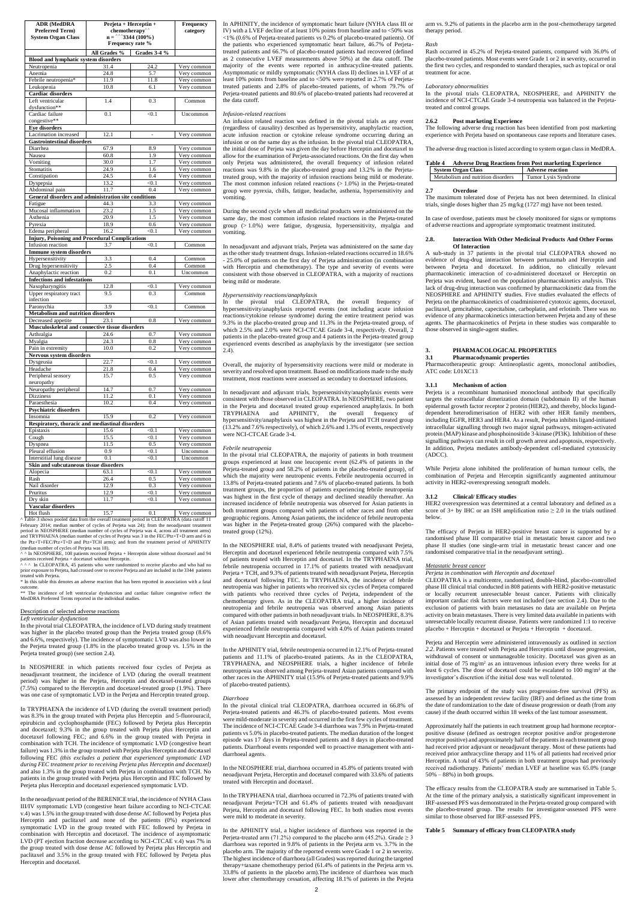| ADR (MedDRA Preferred Term) System Organ Class | Perjeta + Herceptin + chemotherapy^^ n = ^^^3344 (100%) Frequency rate % | | Frequency category |
|---|---|---|---|
| | All Grades % | Grades 3-4 % | |
| **Blood and lymphatic system disorders** | | | |
| Neutropenia | 31.4 | 24.2 | Very common |
| Anemia | 24.8 | 5.7 | Very common |
| Febrile neutropenia* | 11.9 | 11.8 | Very common |
| Leukopenia | 10.8 | 6.1 | Very common |
| **Cardiac disorders** | | | |
| Left ventricular dysfunction** | 1.4 | 0.3 | Common |
| Cardiac failure congestive** | 0.1 | <0.1 | Uncommon |
| **Eye disorders** | | | |
| Lacrimation increased | 12.1 | - | Very common |
| **Gastrointestinal disorders** | | | |
| Diarrhea | 67.9 | 8.9 | Very common |
| Nausea | 60.8 | 1.9 | Very common |
| Vomiting | 30.0 | 1.7 | Very common |
| Stomatitis | 24.9 | 1.6 | Very common |
| Constipation | 24.5 | 0.4 | Very common |
| Dyspepsia | 13.2 | <0.1 | Very common |
| Abdominal pain | 11.7 | 0.4 | Very common |
| **General disorders and administration site conditions** | | | |
| Fatigue | 44.3 | 3.3 | Very common |
| Mucosal inflammation | 23.2 | 1.5 | Very common |
| Asthenia | 20.9 | 1.5 | Very common |
| Pyrexia | 18.9 | 0.6 | Very common |
| Edema peripheral | 16.2 | <0.1 | Very common |
| **Injury, Poisoning and Procedural Complications** | | | |
| Infusion reaction | 3.7 | <0.1 | Common |
| **Immune system disorders** | | | |
| Hypersensitivity | 3.3 | 0.4 | Common |
| Drug hypersensitivity | 2.5 | 0.4 | Common |
| Anaphylactic reaction | 0.2 | 0.1 | Uncommon |
| **Infections and infestations** | | | |
| Nasopharyngitis | 12.8 | <0.1 | Very common |
| Upper respiratory tract infection | 9.5 | 0.3 | Common |
| Paronychia | 3.9 | <0.1 | Common |
| **Metabolism and nutrition disorders** | | | |
| Decreased appetite | 23.1 | 0.8 | Very common |
| **Musculoskeletal and connective tissue disorders** | | | |
| Arthralgia | 24.6 | 0.7 | Very common |
| Myalgia | 24.3 | 0.8 | Very common |
| Pain in extremity | 10.0 | 0.2 | Very common |
| **Nervous system disorders** | | | |
| Dysgeusia | 22.7 | <0.1 | Very common |
| Headache | 21.8 | 0.4 | Very common |
| Peripheral sensory neuropathy | 15.7 | 0.5 | Very common |
| Neuropathy peripheral | 14.7 | 0.7 | Very common |
| Dizziness | 11.2 | 0.1 | Very common |
| Paraesthesia | 10.2 | 0.4 | Very common |
| **Psychiatric disorders** | | | |
| Insomnia | 15.9 | 0.2 | Very common |
| **Respiratory, thoracic and mediastinal disorders** | | | |
| Epistaxis | 15.6 | <0.1 | Very common |
| Cough | 15.5 | <0.1 | Very common |
| Dyspnea | 11.5 | 0.5 | Very common |
| Pleural effusion | 0.9 | <0.1 | Uncommon |
| Interstitial lung disease | 0.1 | <0.1 | Uncommon |
| **Skin and subcutaneous tissue disorders** | | | |
| Alopecia | 63.1 | <0.1 | Very common |
| Rash | 26.4 | 0.5 | Very common |
| Nail disorder | 12.9 | 0.3 | Very common |
| Pruritus | 12.9 | <0.1 | Very common |
| Dry skin | 11.7 | <0.1 | Very common |
| **Vascular disorders** | | | |
| Hot flush | 15.7 | 0.1 | Very common |

^ Table 3 shows pooled data from the overall treatment period in CLEOPATRA (data cutoff 11 February 2014; median number of cycles of Perjeta was 24); from the neoadjuvant treatment period in NEOSPHERE (median number of cycles of Perjeta was 4, across all treatment arms) and TRYPHAENA (median number of cycles of Perjeta was 3 in the FEC/Ptz+T+D arm and 6 in the Ptz+T+FEC/Ptz+T+D and Ptz+TCH arms); and from the treatment period of APHINITY (median number of cycles of Perjeta was 18).

^^ In NEOSPHERE, 108 patients received Perjeta + Herceptin alone without docetaxel and 94 patients received Perjeta + docetaxel without Herceptin.

^^^ In CLEOPATRA, 45 patients who were randomized to receive placebo and who had no prior exposure to Perjeta, had crossed over to receive Perjeta and are included in the 3344 patients treated with Perjeta.

\* In this table this denotes an adverse reaction that has been reported in association with a fatal outcome.

** The incidence of left ventricular dysfunction and cardiac failure congestive reflect the MedDRA Preferred Terms reported in the individual studies.

Description of selected adverse reactions

*Left ventricular dysfunction*

In the pivotal trial CLEOPATRA, the incidence of LVD during study treatment was higher in the placebo treated group than the Perjeta treated group (8.6% and 6.6%, respectively). The incidence of symptomatic LVD was also lower in the Perjeta treated group (1.8% in the placebo treated group vs. 1.5% in the Perjeta treated group) (see section 2.4).

In NEOSPHERE in which patients received four cycles of Perjeta as neoadjuvant treatment, the incidence of LVD (during the overall treatment period) was higher in the Perjeta, Herceptin and docetaxel-treated groups (7.5%) compared to the Herceptin and docetaxel-treated group (1.9%). There was one case of symptomatic LVD in the Perjeta and Herceptin treated group.

In TRYPHAENA the incidence of LVD (during the overall treatment period) was 8.3% in the group treated with Perjeta plus Herceptin and 5-fluorouracil, epirubicin and cyclophosphamide (FEC) followed by Perjeta plus Herceptin and docetaxel; 9.3% in the group treated with Perjeta plus Herceptin and docetaxel following FEC; and 6.6% in the group treated with Perjeta in combination with TCH. The incidence of symptomatic LVD (congestive heart failure) was 1.3% in the group treated with Perjeta plus Herceptin and docetaxel following FEC *(this excludes a patient that experienced symptomatic LVD during FEC treatment prior to receiving Perjeta plus Herceptin and docetaxel)* and also 1.3% in the group treated with Perjeta in combination with TCH. No patients in the group treated with Perjeta plus Herceptin and FEC followed by Perjeta plus Herceptin and docetaxel experienced symptomatic LVD.

In the neoadjuvant period of the BERENICE trial, the incidence of NYHA Class III/IV symptomatic LVD (congestive heart failure according to NCI-CTCAE v.4) was 1.5% in the group treated with dose dense AC followed by Perjeta plus Herceptin and paclitaxel and none of the patients (0%) experienced symptomatic LVD in the group treated with FEC followed by Perjeta in combination with Herceptin and docetaxel. The incidence of asymptomatic LVD (PT ejection fraction decrease according to NCI-CTCAE v.4) was 7% in the group treated with dose dense AC followed by Perjeta plus Herceptin and paclitaxel and 3.5% in the group treated with FEC followed by Perjeta plus Herceptin and docetaxel.

In APHINITY, the incidence of symptomatic heart failure (NYHA class III or IV) with a LVEF decline of at least 10% points from baseline and to <50% was <1% (0.6% of Perjeta-treated patients vs 0.2% of placebo-treated patients). Of the patients who experienced symptomatic heart failure, 46.7% of Perjeta-treated patients and 66.7% of placebo-treated patients had recovered (defined as 2 consecutive LVEF measurements above 50%) at the data cutoff. The majority of the events were reported in anthracycline-treated patients. Asymptomatic or mildly symptomatic (NYHA class II) declines in LVEF of at least 10% points from baseline and to <50% were reported in 2.7% of Perjeta-treated patients and 2.8% of placebo-treated patients, of whom 79.7% of Perjeta-treated patients and 80.6% of placebo-treated patients had recovered at the data cutoff.

*Infusion-related reactions*

An infusion related reaction was defined in the pivotal trials as any event (regardless of causality) described as hypersensitivity, anaphylactic reaction, acute infusion reaction or cytokine release syndrome occurring during an infusion or on the same day as the infusion. In the pivotal trial CLEOPATRA, the initial dose of Perjeta was given the day before Herceptin and docetaxel to allow for the examination of Perjeta-associated reactions. On the first day when only Perjeta was administered, the overall frequency of infusion related reactions was 9.8% in the placebo-treated group and 13.2% in the Perjeta-treated group, with the majority of infusion reactions being mild or moderate. The most common infusion related reactions (> 1.0%) in the Perjeta-treated group were pyrexia, chills, fatigue, headache, asthenia, hypersensitivity and vomiting.

During the second cycle when all medicinal products were administered on the same day, the most common infusion related reactions in the Perjeta-treated group (> 1.0%) were fatigue, dysgeusia, hypersensitivity, myalgia and vomiting.

In neoadjuvant and adjuvant trials, Perjeta was administered on the same day as the other study treatment drugs. Infusion-related reactions occurred in 18.6% - 25.0% of patients on the first day of Perjeta administration (in combination with Herceptin and chemotherapy). The type and severity of events were consistent with those observed in CLEOPATRA, with a majority of reactions being mild or moderate.

*Hypersensitivity reactions/anaphylaxis*

In the pivotal trial CLEOPATRA, the overall frequency of hypersensitivity/anaphylaxis reported events (not including acute infusion reactions/cytokine release syndrome) during the entire treatment period was 9.3% in the placebo-treated group and 11.3% in the Perjeta-treated group, of which 2.5% and 2.0% were NCI-CTCAE Grade 3-4, respectively. Overall, 2 patients in the placebo-treated group and 4 patients in the Perjeta-treated group experienced events described as anaphylaxis by the investigator (see section 2.4).

Overall, the majority of hypersensitivity reactions were mild or moderate in severity and resolved upon treatment. Based on modifications made to the study treatment, most reactions were assessed as secondary to docetaxel infusions.

In neoadjuvant and adjuvant trials, hypersensitivity/anaphylaxis events were consistent with those observed in CLEOPATRA. In NEOSPHERE, two patient in the Perjeta and docetaxel treated group experienced anaphylaxis. In both TRYPHAENA and APHINITY, the overall frequency of hypersensitivity/anaphylaxis was highest in the Perjeta and TCH treated group (13.2% and 7.6% respectively), of which 2.6% and 1.3% of events, respectively were NCI-CTCAE Grade 3-4.

*Febrile neutropenia*

In the pivotal trial CLEOPATRA, the majority of patients in both treatment groups experienced at least one leucopenic event (62.4% of patients in the Perjeta-treated group and 58.2% of patients in the placebo-treated group), of which the majority were neutropenic events. Febrile neutropenia occurred in 13.8% of Perjeta-treated patients and 7.6% of placebo-treated patients. In both treatment groups, the proportion of patients experiencing febrile neutropenia was highest in the first cycle of therapy and declined steadily thereafter. An increased incidence of febrile neutropenia was observed for Asian patients in both treatment groups compared with patients of other races and from other geographic regions. Among Asian patients, the incidence of febrile neutropenia was higher in the Perjeta-treated group (26%) compared with the placebo-treated group (12%).

In the NEOSPHERE trial, 8.4% of patients treated with neoadjuvant Perjeta, Herceptin and docetaxel experienced febrile neutropenia compared with 7.5% of patients treated with Herceptin and docetaxel. In the TRYPHAENA trial, febrile neutropenia occurred in 17.1% of patients treated with neoadjuvant Perjeta + TCH, and 9.3% of patients treated with neoadjuvant Perjeta, Herceptin and docetaxel following FEC. In TRYPHAENA, the incidence of febrile neutropenia was higher in patients who received six cycles of Perjeta compared with patients who received three cycles of Perjeta, independent of the chemotherapy given. As in the CLEOPATRA trial, a higher incidence of neutropenia and febrile neutropenia was observed among Asian patients compared with other patients in both neoadjuvant trials. In NEOSPHERE, 8.3% of Asian patients treated with neoadjuvant Perjeta, Herceptin and docetaxel experienced febrile neutropenia compared with 4.0% of Asian patients treated with neoadjuvant Herceptin and docetaxel.

In the APHINITY trial, febrile neutropenia occurred in 12.1% of Perjeta-treated patients and 11.1% of placebo-treated patients. As in the CLEOPATRA, TRYPHAENA, and NEOSPHERE trials, a higher incidence of febrile neutropenia was observed among Perjeta-treated Asian patients compared with other races in the APHINITY trial (15.9% of Perjeta-treated patients and 9.9% of placebo-treated patients).

*Diarrhoea*

In the pivotal clinical trial CLEOPATRA, diarrhoea occurred in 66.8% of Perjeta-treated patients and 46.3% of placebo-treated patients. Most events were mild-moderate in severity and occurred in the first few cycles of treatment. The incidence of NCI-CTCAE Grade 3-4 diarrhoea was 7.9% in Perjeta-treated patients vs 5.0% in placebo-treated patients. The median duration of the longest episode was 17 days in Perjeta-treated patients and 8 days in placebo-treated patients. Diarrhoeal events responded well to proactive management with anti-diarrhoeal agents.

In the NEOSPHERE trial, diarrhoea occurred in 45.8% of patients treated with neoadjuvant Perjeta, Herceptin and docetaxel compared with 33.6% of patients treated with Herceptin and docetaxel.

In the TRYPHAENA trial, diarrhoea occurred in 72.3% of patients treated with neoadjuvant Perjeta+TCH and 61.4% of patients treated with neoadjuvant Perjeta, Herceptin and docetaxel following FEC. In both studies most events were mild to moderate in severity.

In the APHINITY trial, a higher incidence of diarrhoea was reported in the Perjeta-treated arm (71.2%) compared to the placebo arm (45.2%). Grade ≥ 3 diarrhoea was reported in 9.8% of patients in the Perjeta arm vs. 3.7% in the placebo arm. The majority of the reported events were Grade 1 or 2 in severity. The highest incidence of diarrhoea (all Grades) was reported during the targeted therapy+taxane chemotherapy period (61.4% of patients in the Perjeta arm vs. 33.8% of patients in the placebo arm).The incidence of diarrhoea was much lower after chemotherapy cessation, affecting 18.1% of patients in the Perjeta arm vs. 9.2% of patients in the placebo arm in the post-chemotherapy targeted therapy period.

*Rash*

Rash occurred in 45.2% of Perjeta-treated patients, compared with 36.0% of placebo-treated patients. Most events were Grade 1 or 2 in severity, occurred in the first two cycles, and responded to standard therapies, such as topical or oral treatment for acne.

*Laboratory abnormalities*

In the pivotal trials CLEOPATRA, NEOSPHERE, and APHINITY the incidence of NCI-CTCAE Grade 3-4 neutropenia was balanced in the Perjeta-treated and control groups.

### 2.6.2 Post marketing Experience

The following adverse drug reaction has been identified from post marketing experience with Perjeta based on spontaneous case reports and literature cases.

The adverse drug reaction is listed according to system organ class in MedDRA.

**Table 4 Adverse Drug Reactions from Post marketing Experience**

| System Organ Class | Adverse reaction |
|---|---|
| Metabolism and nutrition disorders | Tumor Lysis Syndrome |

### 2.7 Overdose

The maximum tolerated dose of Perjeta has not been determined. In clinical trials, single doses higher than 25 mg/kg (1727 mg) have not been tested.

In case of overdose, patients must be closely monitored for signs or symptoms of adverse reactions and appropriate symptomatic treatment instituted.

### 2.8. Interaction With Other Medicinal Products And Other Forms Of Interaction

A sub-study in 37 patients in the pivotal trial CLEOPATRA showed no evidence of drug-drug interaction between pertuzumab and Herceptin and between Perjeta and docetaxel. In addition, no clinically relevant pharmacokinetic interaction of co-administered docetaxel or Herceptin on Perjeta was evident, based on the population pharmacokinetics analysis. This lack of drug-drug interaction was confirmed by pharmacokinetic data from the NEOSPHERE and APHINITY studies. Five studies evaluated the effects of Perjeta on the pharmacokinetics of coadministered cytotoxic agents, docetaxel, paclitaxel, gemcitabine, capecitabine, carboplatin, and erlotinib. There was no evidence of any pharmacokinetics interaction between Perjeta and any of these agents. The pharmacokinetics of Perjeta in these studies was comparable to those observed in single-agent studies.

## 3. PHARMACOLOGICAL PROPERTIES

### 3.1 Pharmacodynamic properties

Pharmacotherapeutic group: Antineoplastic agents, monoclonal antibodies, ATC code: L01XC13

#### 3.1.1 Mechanism of action

Perjeta is a recombinant humanised monoclonal antibody that specifically targets the extracellular dimerization domain (subdomain II) of the human epidermal growth factor receptor 2 protein (HER2), and thereby, blocks ligand-dependent heterodimerisation of HER2 with other HER family members, including EGFR, HER3 and HER4. As a result, Perjeta inhibits ligand-initiated intracellular signalling through two major signal pathways, mitogen-activated protein (MAP) kinase and phosphoinositide 3-kinase (PI3K). Inhibition of these signalling pathways can result in cell growth arrest and apoptosis, respectively. In addition, Perjeta mediates antibody-dependent cell-mediated cytotoxicity (ADCC).

While Perjeta alone inhibited the proliferation of human tumour cells, the combination of Perjeta and Herceptin significantly augmented antitumour activity in HER2-overexpressing xenograft models.

#### 3.1.2 Clinical/ Efficacy studies

HER2 overexpression was determined at a central laboratory and defined as a score of 3+ by IHC or an ISH amplification ratio ≥ 2.0 in the trials outlined below.

The efficacy of Perjeta in HER2-positive breast cancer is supported by a randomised phase III comparative trial in metastatic breast cancer and two phase II studies (one single-arm trial in metastatic breast cancer and one randomised comparative trial in the neoadjuvant setting).

*Metastatic breast cancer*

*Perjeta in combination with Herceptin and docetaxel*

CLEOPATRA is a multicentre, randomised, double-blind, placebo-controlled phase III clinical trial conducted in 808 patients with HER2-positive metastatic or locally recurrent unresectable breast cancer. Patients with clinically important cardiac risk factors were not included (see section 2.4). Due to the exclusion of patients with brain metastases no data are available on Perjeta activity on brain metastases. There is very limited data available in patients with unresectable locally recurrent disease. Patients were randomized 1:1 to receive placebo + Herceptin + docetaxel or Perjeta + Herceptin + docetaxel.

Perjeta and Herceptin were administered intravenously as outlined in *section 2.2*. Patients were treated with Perjeta and Herceptin until disease progression, withdrawal of consent or unmanageable toxicity. Docetaxel was given as an initial dose of 75 mg/m² as an intravenous infusion every three weeks for at least 6 cycles. The dose of docetaxel could be escalated to 100 mg/m² at the investigator's discretion if the initial dose was well tolerated.

The primary endpoint of the study was progression-free survival (PFS) as assessed by an independent review facility (IRF) and defined as the time from the date of randomization to the date of disease progression or death (from any cause) if the death occurred within 18 weeks of the last tumour assessment.

Approximately half the patients in each treatment group had hormone receptor-positive disease (defined as oestrogen receptor positive and/or progesterone receptor positive) and approximately half of the patients in each treatment group had received prior adjuvant or neoadjuvant therapy. Most of these patients had received prior anthracycline therapy and 11% of all patients had received prior Herceptin. A total of 43% of patients in both treatment groups had previously received radiotherapy. Patients' median LVEF at baseline was 65.0% (range 50% – 88%) in both groups.

The efficacy results from the CLEOPATRA study are summarised in Table 5. At the time of the primary analysis, a statistically significant improvement in IRF-assessed PFS was demonstrated in the Perjeta-treated group compared with the placebo-treated group. The results for investigator-assessed PFS were similar to those observed for IRF-assessed PFS.

**Table 5 Summary of efficacy from CLEOPATRA study**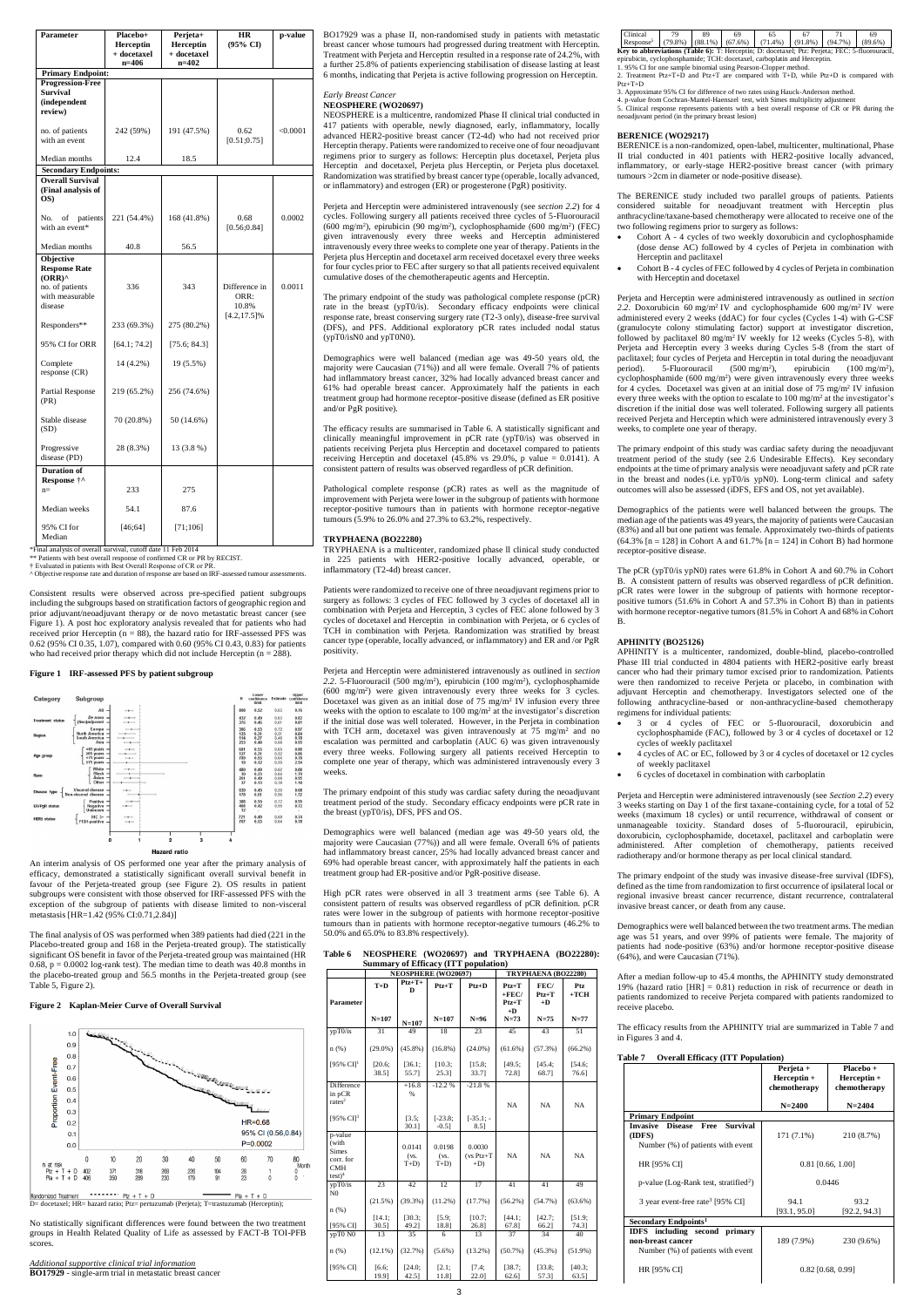| Parameter | Placebo+ Herceptin + docetaxel n=406 | Perjeta+ Herceptin + docetaxel n=402 | HR (95% CI) | p-value |
|---|---|---|---|---|
| **Primary Endpoint:** | | | | |
| **Progression-Free Survival (independent review)** | | | | |
| no. of patients with an event | 242 (59%) | 191 (47.5%) | 0.62 [0.51;0.75] | <0.0001 |
| Median months | 12.4 | 18.5 | | |
| **Secondary Endpoints:** | | | | |
| **Overall Survival (Final analysis of OS)** | | | | |
| No. of patients with an event* | 221 (54.4%) | 168 (41.8%) | 0.68 [0.56;0.84] | 0.0002 |
| Median months | 40.8 | 56.5 | | |
| **Objective Response Rate (ORR)^** no. of patients with measurable disease | 336 | 343 | Difference in ORR: 10.8% [4.2,17.5]% | 0.0011 |
| Responders** | 233 (69.3%) | 275 (80.2%) | | |
| 95% CI for ORR | [64.1; 74.2] | [75.6; 84.3] | | |
| Complete response (CR) | 14 (4.2%) | 19 (5.5%) | | |
| Partial Response (PR) | 219 (65.2%) | 256 (74.6%) | | |
| Stable disease (SD) | 70 (20.8%) | 50 (14.6%) | | |
| Progressive disease (PD) | 28 (8.3%) | 13 (3.8 %) | | |
| **Duration of Response †^** n= | 233 | 275 | | |
| Median weeks | 54.1 | 87.6 | | |
| 95% CI for Median | [46;64] | [71;106] | | |

*Final analysis of overall survival, cutoff date 11 Feb 2014
** Patients with best overall response of confirmed CR or PR by RECIST.
† Evaluated in patients with Best Overall Response of CR or PR.
^ Objective response rate and duration of response are based on IRF-assessed tumour assessments.

Consistent results were observed across pre-specified patient subgroups including the subgroups based on stratification factors of geographic region and prior adjuvant/neoadjuvant therapy or de novo metastatic breast cancer (see Figure 1). A post hoc exploratory analysis revealed that for patients who had received prior Herceptin (n = 88), the hazard ratio for IRF-assessed PFS was 0.62 (95% CI 0.35, 1.07) compared with 0.60 (95% CI 0.43, 0.83) for patients who had received prior therapy which did not include Herceptin (n = 288).

**Figure 1 IRF-assessed PFS by patient subgroup**

An interim analysis of OS performed one year after the primary analysis of efficacy, demonstrated a statistically significant overall survival benefit in favour of the Perjeta-treated group (see Figure 2). OS results in patient subgroups were consistent with those observed for IRF-assessed PFS with the exception of the subgroup of patients with disease limited to non-visceral metastasis [HR=1.42 (95% CI:0.71,2.84)]

The final analysis of OS was performed when 389 patients had died (221 in the Placebo-treated group and 168 in the Perjeta-treated group). The statistically significant OS benefit in favor of the Perjeta-treated group was maintained (HR 0.68, p = 0.0002 log-rank test). The median time to death was 40.8 months in the placebo-treated group and 56.5 months in the Perjeta-treated group (see Table 5, Figure 2).

**Figure 2 Kaplan-Meier Curve of Overall Survival**

D= docetaxel; HR= hazard ratio; Ptz= pertuzumab (Perjeta); T=trastuzumab (Herceptin);

No statistically significant differences were found between the two treatment groups in Health Related Quality of Life as assessed by FACT-B TOI-PFB scores.

*Additional supportive clinical trial information*
**BO17929** - single-arm trial in metastatic breast cancer

BO17929 was a phase II, non-randomised study in patients with metastatic breast cancer whose tumours had progressed during treatment with Herceptin. Treatment with Perjeta and Herceptin resulted in a response rate of 24.2%, with a further 25.8% of patients experiencing stabilisation of disease lasting at least 6 months, indicating that Perjeta is active following progression on Herceptin.

*Early Breast Cancer*
**NEOSPHERE (WO20697)**
NEOSPHERE is a multicentre, randomized Phase II clinical trial conducted in 417 patients with operable, newly diagnosed, early, inflammatory, locally advanced HER2-positive breast cancer (T2-4d) who had not received prior Herceptin therapy. Patients were randomized to receive one of four neoadjuvant regimens prior to surgery as follows: Herceptin plus docetaxel, Perjeta plus Herceptin and docetaxel, Perjeta plus Herceptin, or Perjeta plus docetaxel. Randomization was stratified by breast cancer type (operable, locally advanced, or inflammatory) and estrogen (ER) or progesterone (PgR) positivity.

Perjeta and Herceptin were administered intravenously (see *section 2.2*) for 4 cycles. Following surgery all patients received three cycles of 5-Fluorouracil (600 mg/m²), epirubicin (90 mg/m²), cyclophosphamide (600 mg/m²) (FEC) given intravenously every three weeks and Herceptin administered intravenously every three weeks to complete one year of therapy. Patients in the Perjeta plus Herceptin and docetaxel arm received docetaxel every three weeks for four cycles prior to FEC after surgery so that all patients received equivalent cumulative doses of the chemotherapeutic agents and Herceptin.

The primary endpoint of the study was pathological complete response (pCR) rate in the breast (ypT0/is). Secondary efficacy endpoints were clinical response rate, breast conserving surgery rate (T2-3 only), disease-free survival (DFS), and PFS. Additional exploratory pCR rates included nodal status (ypT0/isN0 and ypT0N0).

Demographics were well balanced (median age was 49-50 years old, the majority were Caucasian (71%)) and all were female. Overall 7% of patients had inflammatory breast cancer, 32% had locally advanced breast cancer and 61% had operable breast cancer. Approximately half the patients in each treatment group had hormone receptor-positive disease (defined as ER positive and/or PgR positive).

The efficacy results are summarised in Table 6. A statistically significant and clinically meaningful improvement in pCR rate (ypT0/is) was observed in patients receiving Perjeta plus Herceptin and docetaxel compared to patients receiving Herceptin and docetaxel (45.8% vs 29.0%, p value = 0.0141). A consistent pattern of results was observed regardless of pCR definition.

Pathological complete response (pCR) rates as well as the magnitude of improvement with Perjeta were lower in the subgroup of patients with hormone receptor-positive tumours than in patients with hormone receptor-negative tumours (5.9% to 26.0% and 27.3% to 63.2%, respectively.

**TRYPHAENA (BO22280)**
TRYPHAENA is a multicenter, randomized phase II clinical study conducted in 225 patients with HER2-positive locally advanced, operable, or inflammatory (T2-4d) breast cancer.

Patients were randomized to receive one of three neoadjuvant regimens prior to surgery as follows: 3 cycles of FEC followed by 3 cycles of docetaxel all in combination with Perjeta and Herceptin, 3 cycles of FEC alone followed by 3 cycles of docetaxel and Herceptin in combination with Perjeta, or 6 cycles of TCH in combination with Perjeta. Randomization was stratified by breast cancer type (operable, locally advanced, or inflammatory) and ER and /or PgR positivity.

Perjeta and Herceptin were administered intravenously as outlined in *section 2.2*. 5-Fluorouracil (500 mg/m²), epirubicin (100 mg/m²), cyclophosphamide (600 mg/m²) were given intravenously every three weeks for 3 cycles. Docetaxel was given as an initial dose of 75 mg/m² IV infusion every three weeks with the option to escalate to 100 mg/m² at the investigator's discretion if the initial dose was well tolerated. However, in the Perjeta in combination with TCH arm, docetaxel was given intravenously at 75 mg/m² and no escalation was permitted and carboplatin (AUC 6) was given intravenously every three weeks. Following surgery all patients received Herceptin to complete one year of therapy, which was administered intravenously every 3 weeks.

The primary endpoint of this study was cardiac safety during the neoadjuvant treatment period of the study. Secondary efficacy endpoints were pCR rate in the breast (ypT0/is), DFS, PFS and OS.

Demographics were well balanced (median age was 49-50 years old, the majority were Caucasian (77%)) and all were female. Overall 6% of patients had inflammatory breast cancer, 25% had locally advanced breast cancer and 69% had operable breast cancer, with approximately half the patients in each treatment group had ER-positive and/or PgR-positive disease.

High pCR rates were observed in all 3 treatment arms (see Table 6). A consistent pattern of results was observed regardless of pCR definition. pCR rates were lower in the subgroup of patients with hormone receptor-positive tumours than in patients with hormone receptor-negative tumours (46.2% to 50.0% and 65.0% to 83.8% respectively).

**Table 6 NEOSPHERE (WO20697) and TRYPHAENA (BO22280): Summary of Efficacy (ITT population)**

| Parameter | NEOSPHERE (WO20697) | | | | TRYPHAENA (BO22280) | | |
|---|---|---|---|---|---|---|---|
| | T+D N=107 | Ptz+T+D N=107 | Ptz+T N=107 | Ptz+D N=96 | Ptz+T +FEC/ Ptz+T +D N=73 | FEC/ Ptz+T +D N=75 | Ptz +TCH N=77 |
| ypT0/is n (%) | 31 (29.0%) | 49 (45.8%) | 18 (16.8%) | 23 (24.0%) | 45 (61.6%) | 43 (57.3%) | 51 (66.2%) |
| [95% CI][1] | [20.6; 38.5] | [36.1; 55.7] | [10.3; 25.3] | [15.8; 33.7] | [49.5; 72.8] | [45.4; 68.7] | [54.6; 76.6] |
| Difference in pCR rates[2] | | +16.8 % | -12.2 % | -21.8 % | NA | NA | NA |
| [95% CI][3] | | [3.5; 30.1] | [-23.8; -0.5] | [-35.1; -8.5] | | | |
| p-value (with Simes corr. for CMH test)[4] | | 0.0141 (vs. T+D) | 0.0198 (vs. T+D) | 0.0030 (vs Ptz+T +D) | NA | NA | NA |
| ypT0/is N0 n (%) | 23 (21.5%) | 42 (39.3%) | 12 (11.2%) | 17 (17.7%) | 41 (56.2%) | 41 (54.7%) | 49 (63.6%) |
| [95% CI] | [14.1; 30.5] | [30.3; 49.2] | [5.9; 18.8] | [10.7; 26.8] | [44.1; 67.8] | [42.7; 66.2] | [51.9; 74.3] |
| ypT0 N0 n (%) | 13 (12.1%) | 35 (32.7%) | 6 (5.6%) | 13 (13.2%) | 37 (50.7%) | 34 (45.3%) | 40 (51.9%) |
| [95% CI] | [6.6; 19.9] | [24.0; 42.5] | [2.1; 11.8] | [7.4; 22.0] | [38.7; 62.6] | [33.8; 57.3] | [40.3; 63.5] |
| Clinical Response[5] | 79 (79.8%) | 89 (88.1%) | 69 (67.6%) | 65 (71.4%) | 67 (91.8%) | 71 (94.7%) | 69 (89.6%) |

**Key to abbreviations (Table 6):** T: Herceptin; D: docetaxel; Ptz: Perjeta; FEC: 5-fluorouracil, epirubicin, cyclophosphamide; TCH: docetaxel, carboplatin and Herceptin.
1. 95% CI for one sample binomial using Pearson-Clopper method.
2. Treatment Ptz+T+D and Ptz+T are compared with T+D, while Ptz+D is compared with Ptz+T+D
3. Approximate 95% CI for difference of two rates using Hauck-Anderson method.
4. p-value from Cochran-Mantel-Haenszel test, with Simes multiplicity adjustment
5. Clinical response represents patients with a best overall response of CR or PR during the neoadjuvant period (in the primary breast lesion)

**BERENICE (WO29217)**
BERENICE is a non-randomized, open-label, multicenter, multinational, Phase II trial conducted in 401 patients with HER2-positive locally advanced, inflammatory, or early-stage HER2-positive breast cancer (with primary tumours >2cm in diameter or node-positive disease).

The BERENICE study included two parallel groups of patients. Patients considered suitable for neoadjuvant treatment with Herceptin plus anthracycline/taxane-based chemotherapy were allocated to receive one of the two following regimens prior to surgery as follows:

- Cohort A - 4 cycles of two weekly doxorubicin and cyclophosphamide (dose dense AC) followed by 4 cycles of Perjeta in combination with Herceptin and paclitaxel
- Cohort B - 4 cycles of FEC followed by 4 cycles of Perjeta in combination with Herceptin and docetaxel

Perjeta and Herceptin were administered intravenously as outlined in *section 2.2*. Doxorubicin 60 mg/m² IV and cyclophosphamide 600 mg/m² IV were administered every 2 weeks (ddAC) for four cycles (Cycles 1-4) with G-CSF (granulocyte colony stimulating factor) support at investigator discretion, followed by paclitaxel 80 mg/m² IV weekly for 12 weeks (Cycles 5-8), with Perjeta and Herceptin every 3 weeks during Cycles 5-8 (from the start of paclitaxel; four cycles of Perjeta and Herceptin in total during the neoadjuvant period). 5-Fluorouracil (500 mg/m²), epirubicin (100 mg/m²), cyclophosphamide (600 mg/m²) were given intravenously every three weeks for 4 cycles. Docetaxel was given at an initial dose of 75 mg/m² IV infusion every three weeks with the option to escalate to 100 mg/m² at the investigator's discretion if the initial dose was well tolerated. Following surgery all patients received Perjeta and Herceptin which was administered intravenously every 3 weeks, to complete one year of therapy.

The primary endpoint of this study was cardiac safety during the neoadjuvant treatment period of the study (see 2.6 Undesirable Effects). Key secondary endpoints at the time of primary analysis were neoadjuvant safety and pCR rate in the breast and nodes (i.e. ypT0/is ypN0). Long-term clinical and safety outcomes will also be assessed (iDFS, EFS and OS, not yet available).

Demographics of the patients were well balanced between the groups. The median age of the patients was 49 years, the majority of patients were Caucasian (83%) and all but one patient was female. Approximately two-thirds of patients (64.3% [n = 128] in Cohort A and 61.7% [n = 124] in Cohort B) had hormone receptor-positive disease.

The pCR (ypT0/is ypN0) rates were 61.8% in Cohort A and 60.7% in Cohort B. A consistent pattern of results was observed regardless of pCR definition. pCR rates were lower in the subgroup of patients with hormone receptor-positive tumours (51.6% in Cohort A and 57.3% in Cohort B) than in patients with hormone receptor-negative tumors (81.5% in Cohort A and 68% in Cohort B.

**APHINITY (BO25126)**
APHINITY is a multicenter, randomized, double-blind, placebo-controlled Phase III trial conducted in 4804 patients with HER2-positive early breast cancer who had their primary tumor excised prior to randomization. Patients were then randomized to receive Perjeta or placebo, in combination with adjuvant Herceptin and chemotherapy. Investigators selected one of the following anthracycline-based or non-anthracycline-based chemotherapy regimens for individual patients:

- 3 or 4 cycles of FEC or 5-fluorouracil, doxorubicin and cyclophosphamide (FAC), followed by 3 or 4 cycles of docetaxel or 12 cycles of weekly paclitaxel
- 4 cycles of AC or EC, followed by 3 or 4 cycles of docetaxel or 12 cycles of weekly paclitaxel
- 6 cycles of docetaxel in combination with carboplatin

Perjeta and Herceptin were administered intravenously (see *Section 2.2*) every 3 weeks starting on Day 1 of the first taxane-containing cycle, for a total of 52 weeks (maximum 18 cycles) or until recurrence, withdrawal of consent or unmanageable toxicity. Standard doses of 5-fluorouracil, epirubicin, doxorubicin, cyclophosphamide, docetaxel, paclitaxel and carboplatin were administered. After completion of chemotherapy, patients received radiotherapy and/or hormone therapy as per local clinical standard.

The primary endpoint of the study was invasive disease-free survival (IDFS), defined as the time from randomization to first occurrence of ipsilateral local or regional invasive breast cancer recurrence, distant recurrence, contralateral invasive breast cancer, or death from any cause.

Demographics were well balanced between the two treatment arms. The median age was 51 years, and over 99% of patients were female. The majority of patients had node-positive (63%) and/or hormone receptor-positive disease (64%), and were Caucasian (71%).

After a median follow-up to 45.4 months, the APHINITY study demonstrated 19% (hazard ratio [HR] = 0.81) reduction in risk of recurrence or death in patients randomized to receive Perjeta compared with patients randomized to receive placebo.

The efficacy results from the APHINITY trial are summarized in Table 7 and in Figures 3 and 4.

**Table 7 Overall Efficacy (ITT Population)**

| | Perjeta + Herceptin + chemotherapy N=2400 | Placebo + Herceptin + chemotherapy N=2404 |
|---|---|---|
| **Primary Endpoint** | | |
| **Invasive Disease Free Survival (IDFS)** Number (%) of patients with event | 171 (7.1%) | 210 (8.7%) |
| HR [95% CI] | 0.81 [0.66, 1.00] | |
| p-value (Log-Rank test, stratified[2]) | 0.0446 | |
| 3 year event-free rate[3] [95% CI] | 94.1 [93.1, 95.0] | 93.2 [92.2, 94.3] |
| **Secondary Endpoints[1]** | | |
| **IDFS including second primary non-breast cancer** Number (%) of patients with event | 189 (7.9%) | 230 (9.6%) |
| HR [95% CI] | 0.82 [0.68, 0.99] | |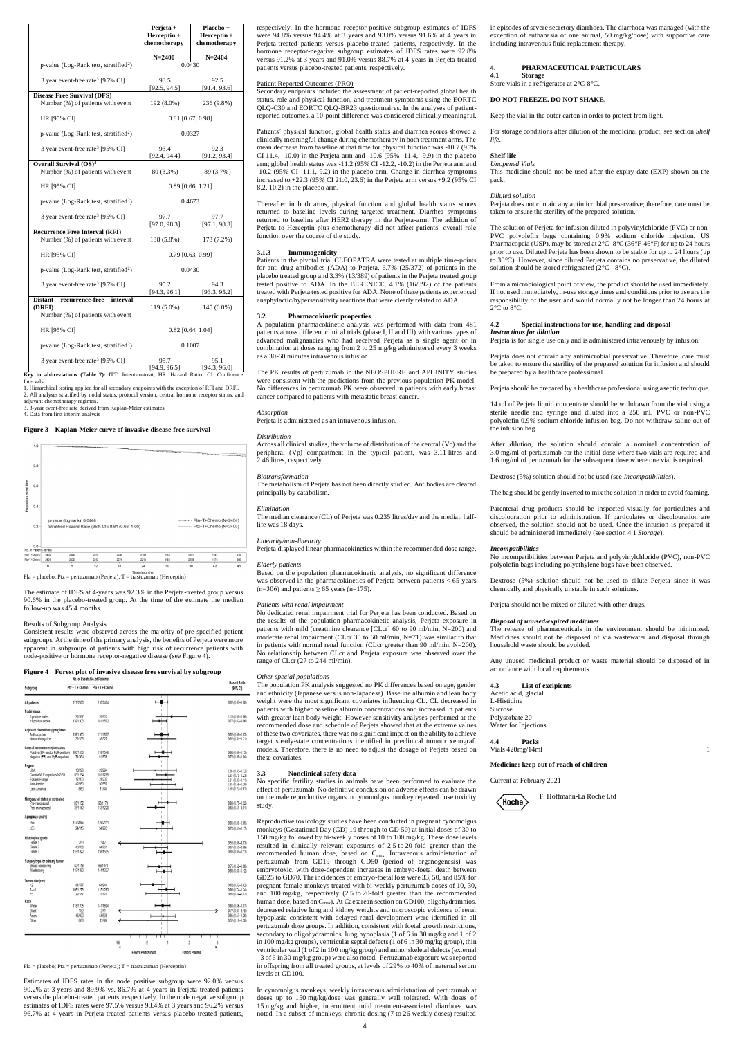| | Perjeta + Herceptin + chemotherapy | Placebo + Herceptin + chemotherapy |
|---|---|---|
| | N=2400 | N=2404 |
| p-value (Log-Rank test, stratified[2]) | 0.0430 | |
| 3 year event-free rate[3] [95% CI] | 93.5 [92.5, 94.5] | 92.5 [91.4, 93.6] |
| **Disease Free Survival (DFS)** Number (%) of patients with event | 192 (8.0%) | 236 (9.8%) |
| HR [95% CI] | 0.81 [0.67, 0.98] | |
| p-value (Log-Rank test, stratified[2]) | 0.0327 | |
| 3 year event-free rate[3] [95% CI] | 93.4 [92.4, 94.4] | 92.3 [91.2, 93.4] |
| **Overall Survival (OS)[4]** Number (%) of patients with event | 80 (3.3%) | 89 (3.7%) |
| HR [95% CI] | 0.89 [0.66, 1.21] | |
| p-value (Log-Rank test, stratified[2]) | 0.4673 | |
| 3 year event-free rate[3] [95% CI] | 97.7 [97.0, 98.3] | 97.7 [97.1, 98.3] |
| **Recurrence Free Interval (RFI)** Number (%) of patients with event | 138 (5.8%) | 173 (7.2%) |
| HR [95% CI] | 0.79 [0.63, 0.99] | |
| p-value (Log-Rank test, stratified[2]) | 0.0430 | |
| 3 year event-free rate[3] [95% CI] | 95.2 [94.3, 96.1] | 94.3 [93.3, 95.2] |
| **Distant recurrence-free interval (DRFI)** Number (%) of patients with event | 119 (5.0%) | 145 (6.0%) |
| HR [95% CI] | 0.82 [0.64, 1.04] | |
| p-value (Log-Rank test, stratified[2]) | 0.1007 | |
| 3 year event-free rate[3] [95% CI] | 95.7 [94.9, 96.5] | 95.1 [94.3, 96.0] |

**Key to abbreviations (Table 7):** ITT: Intent-to-treat; HR: Hazard Ratio; CI: Confidence Intervals,

1. Hierarchical testing applied for all secondary endpoints with the exception of RFI and DRFI.
2. All analyses stratified by nodal status, protocol version, central hormone receptor status, and adjuvant chemotherapy regimen.
3. 3-year event-free rate derived from Kaplan-Meier estimates
4. Data from first interim analysis

**Figure 3 Kaplan-Meier curve of invasive disease free survival**

Proportion event free
p-value (log-rank): 0.0446
Stratified Hazard Ratio (95% CI): 0.81 (0.66, 1.00)
Pla+T+Chemo (N=2404)
Ptz+T+Chemo (N=2400)
No. of Patients at Risk
Time (months)

Pla = placebo; Ptz = pertuzumab (Perjeta); T = trastuzumab (Herceptin)

The estimate of IDFS at 4-years was 92.3% in the Perjeta-treated group versus 90.6% in the placebo-treated group. At the time of the estimate the median follow-up was 45.4 months.

Results of Subgroup Analysis

Consistent results were observed across the majority of pre-specified patient subgroups. At the time of the primary analysis, the benefits of Perjeta were more apparent in subgroups of patients with high risk of recurrence patients with node-positive or hormone receptor-negative disease (see Figure 4).

**Figure 4 Forest plot of invasive disease free survival by subgroup**

Subgroup
No. of Events/No. of Patients
Ptz + T + Chemo
Pla + T + Chemo
Hazard Ratio (95% CI)
All patients
Nodal status
Adjuvant chemotherapy regimen
Central hormone receptor status
Region
Menopausal status at screening
Age group (years)
Histological grade
Surgery type for primary tumor
Tumor size (cm)
Race
Favors Pertuzumab
Favors Placebo

Pla = placebo; Ptz = pertuzumab (Perjeta); T = trastuzumab (Herceptin)

Estimates of IDFS rates in the node positive subgroup were 92.0% versus 90.2% at 3 years and 89.9% vs. 86.7% at 4 years in Perjeta-treated patients versus the placebo-treated patients, respectively. In the node negative subgroup estimates of IDFS rates were 97.5% versus 98.4% at 3 years and 96.2% versus 96.7% at 4 years in Perjeta-treated patients versus placebo-treated patients, respectively. In the hormone receptor-positive subgroup estimates of IDFS were 94.8% versus 94.4% at 3 years and 93.0% versus 91.6% at 4 years in Perjeta-treated patients versus placebo-treated patients, respectively. In the hormone receptor-negative subgroup estimates of IDFS rates were 92.8% versus 91.2% at 3 years and 91.0% versus 88.7% at 4 years in Perjeta-treated patients versus placebo-treated patients, respectively.

Patient Reported Outcomes (PRO)

Secondary endpoints included the assessment of patient-reported global health status, role and physical function, and treatment symptoms using the EORTC QLQ-C30 and EORTC QLQ-BR23 questionnaires. In the analyses of patient-reported outcomes, a 10-point difference was considered clinically meaningful.

Patients' physical function, global health status and diarrhea scores showed a clinically meaningful change during chemotherapy in both treatment arms. The mean decrease from baseline at that time for physical function was -10.7 (95% CI-11.4, -10.0) in the Perjeta arm and -10.6 (95% CI -11.4, -9.9) in the placebo arm; global health status was -11.2 (95% CI -12.2, -10.2) in the Perjeta arm and -10.2 (95% CI -11.1,-9.2) in the placebo arm. Change in diarrhea symptoms increased to +22.3 (95% CI 21.0, 23.6) in the Perjeta arm versus +9.2 (95% CI 8.2, 10.2) in the placebo arm.

Thereafter in both arms, physical function and global health status scores returned to baseline levels during targeted treatment. Diarrhea symptoms returned to baseline after HER2 therapy in the Perjeta-arm. The addition of Perjeta to Herceptin plus chemotherapy did not affect patients' overall role function over the course of the study.

### 3.1.3 Immunogenicity

Patients in the pivotal trial CLEOPATRA were tested at multiple time-points for anti-drug antibodies (ADA) to Perjeta. 6.7% (25/372) of patients in the placebo treated group and 3.3% (13/389) of patients in the Perjeta treated group tested positive to ADA. In the BERENICE, 4.1% (16/392) of the patients treated with Perjeta tested positive for ADA. None of these patients experienced anaphylactic/hypersensitivity reactions that were clearly related to ADA.

### 3.2 Pharmacokinetic properties

A population pharmacokinetic analysis was performed with data from 481 patients across different clinical trials (phase I, II and III) with various types of advanced malignancies who had received Perjeta as a single agent or in combination at doses ranging from 2 to 25 mg/kg administered every 3 weeks as a 30-60 minutes intravenous infusion.

The PK results of pertuzumab in the NEOSPHERE and APHINITY studies were consistent with the predictions from the previous population PK model. No differences in pertuzumab PK were observed in patients with early breast cancer compared to patients with metastatic breast cancer.

*Absorption*

Perjeta is administered as an intravenous infusion.

*Distribution*

Across all clinical studies, the volume of distribution of the central (Vc) and the peripheral (Vp) compartment in the typical patient, was 3.11 litres and 2.46 litres, respectively.

*Biotransformation*

The metabolism of Perjeta has not been directly studied. Antibodies are cleared principally by catabolism.

*Elimination*

The median clearance (CL) of Perjeta was 0.235 litres/day and the median half-life was 18 days.

*Linearity/non-linearity*

Perjeta displayed linear pharmacokinetics within the recommended dose range.

*Elderly patients*

Based on the population pharmacokinetic analysis, no significant difference was observed in the pharmacokinetics of Perjeta between patients < 65 years (n=306) and patients ≥ 65 years (n=175).

*Patients with renal impairment*

No dedicated renal impairment trial for Perjeta has been conducted. Based on the results of the population pharmacokinetic analysis, Perjeta exposure in patients with mild (creatinine clearance [CLcr] 60 to 90 ml/min, N=200) and moderate renal impairment (CLcr 30 to 60 ml/min, N=71) was similar to that in patients with normal renal function (CLcr greater than 90 ml/min, N=200). No relationship between CLcr and Perjeta exposure was observed over the range of CLcr (27 to 244 ml/min).

*Other special populations*

The population PK analysis suggested no PK differences based on age, gender and ethnicity (Japanese versus non-Japanese). Baseline albumin and lean body weight were the most significant covariates influencing CL. CL decreased in patients with higher baseline albumin concentrations and increased in patients with greater lean body weight. However sensitivity analyses performed at the recommended dose and schedule of Perjeta showed that at the extreme values of these two covariates, there was no significant impact on the ability to achieve target steady-state concentrations identified in preclinical tumour xenograft models. Therefore, there is no need to adjust the dosage of Perjeta based on these covariates.

### 3.3 Nonclinical safety data

No specific fertility studies in animals have been performed to evaluate the effect of pertuzumab. No definitive conclusion on adverse effects can be drawn on the male reproductive organs in cynomolgus monkey repeated dose toxicity study.

Reproductive toxicology studies have been conducted in pregnant cynomolgus monkeys (Gestational Day (GD) 19 through to GD 50) at initial doses of 30 to 150 mg/kg followed by bi-weekly doses of 10 to 100 mg/kg. These dose levels resulted in clinically relevant exposures of 2.5 to 20-fold greater than the recommended human dose, based on $C_{max}$. Intravenous administration of pertuzumab from GD19 through GD50 (period of organogenesis) was embryotoxic, with dose-dependent increases in embryo-foetal death between GD25 to GD70. The incidences of embryo-foetal loss were 33, 50, and 85% for pregnant female monkeys treated with bi-weekly pertuzumab doses of 10, 30, and 100 mg/kg, respectively (2.5 to 20-fold greater than the recommended human dose, based on $C_{max}$). At Caesarean section on GD100, oligohydramnios, decreased relative lung and kidney weights and microscopic evidence of renal hypoplasia consistent with delayed renal development were identified in all pertuzumab dose groups. In addition, consistent with foetal growth restrictions, secondary to oligohydramnios, lung hypoplasia (1 of 6 in 30 mg/kg and 1 of 2 in 100 mg/kg groups), ventricular septal defects (1 of 6 in 30 mg/kg group), thin ventricular wall (1 of 2 in 100 mg/kg group) and minor skeletal defects (external - 3 of 6 in 30 mg/kg group) were also noted. Pertuzumab exposure was reported in offspring from all treated groups, at levels of 29% to 40% of maternal serum levels at GD100.

In cynomolgus monkeys, weekly intravenous administration of pertuzumab at doses up to 150 mg/kg/dose was generally well tolerated. With doses of 15 mg/kg and higher, intermittent mild treatment-associated diarrhoea was noted. In a subset of monkeys, chronic dosing (7 to 26 weekly doses) resulted in episodes of severe secretory diarrhoea. The diarrhoea was managed (with the exception of euthanasia of one animal, 50 mg/kg/dose) with supportive care including intravenous fluid replacement therapy.

## 4. PHARMACEUTICAL PARTICULARS

### 4.1 Storage

Store vials in a refrigerator at 2°C-8°C.

**DO NOT FREEZE. DO NOT SHAKE.**

Keep the vial in the outer carton in order to protect from light.

For storage conditions after dilution of the medicinal product, see section *Shelf life*.

**Shelf life**

*Unopened Vials*

This medicine should not be used after the expiry date (EXP) shown on the pack.

*Diluted solution*

Perjeta does not contain any antimicrobial preservative; therefore, care must be taken to ensure the sterility of the prepared solution.

The solution of Perjeta for infusion diluted in polyvinylchloride (PVC) or non-PVC polyolefin bags containing 0.9% sodium chloride injection, US Pharmacopeia (USP), may be stored at 2°C–8°C (36°F-46°F) for up to 24 hours prior to use. Diluted Perjeta has been shown to be stable for up to 24 hours (up to 30°C). However, since diluted Perjeta contains no preservative, the diluted solution should be stored refrigerated (2°C - 8°C).

From a microbiological point of view, the product should be used immediately. If not used immediately, in-use storage times and conditions prior to use are the responsibility of the user and would normally not be longer than 24 hours at 2°C to 8°C.

### 4.2 Special instructions for use, handling and disposal

***Instructions for dilution***

Perjeta is for single use only and is administered intravenously by infusion.

Perjeta does not contain any antimicrobial preservative. Therefore, care must be taken to ensure the sterility of the prepared solution for infusion and should be prepared by a healthcare professional.

Perjeta should be prepared by a healthcare professional using aseptic technique.

14 ml of Perjeta liquid concentrate should be withdrawn from the vial using a sterile needle and syringe and diluted into a 250 mL PVC or non-PVC polyolefin 0.9% sodium chloride infusion bag. Do not withdraw saline out of the infusion bag.

After dilution, the solution should contain a nominal concentration of 3.0 mg/ml of pertuzumab for the initial dose where two vials are required and 1.6 mg/ml of pertuzumab for the subsequent dose where one vial is required.

Dextrose (5%) solution should not be used (see *Incompatibilities*).

The bag should be gently inverted to mix the solution in order to avoid foaming.

Parenteral drug products should be inspected visually for particulates and discolouration prior to administration. If particulates or discolouration are observed, the solution should not be used. Once the infusion is prepared it should be administered immediately (see section 4.1 *Storage*).

***Incompatibilities***

No incompatibilities between Perjeta and polyvinylchloride (PVC), non-PVC polyolefin bags including polyethylene bags have been observed.

Dextrose (5%) solution should not be used to dilute Perjeta since it was chemically and physically unstable in such solutions.

Perjeta should not be mixed or diluted with other drugs.

***Disposal of unused/expired medicines***

The release of pharmaceuticals in the environment should be minimized. Medicines should not be disposed of via wastewater and disposal through household waste should be avoided.

Any unused medicinal product or waste material should be disposed of in accordance with local requirements.

### 4.3 List of excipients

Acetic acid, glacial
L-Histidine
Sucrose
Polysorbate 20
Water for Injections

### 4.4 Packs

Vials 420mg/14ml 1

**Medicine: keep out of reach of children**

Current at February 2021

Roche

F. Hoffmann-La Roche Ltd